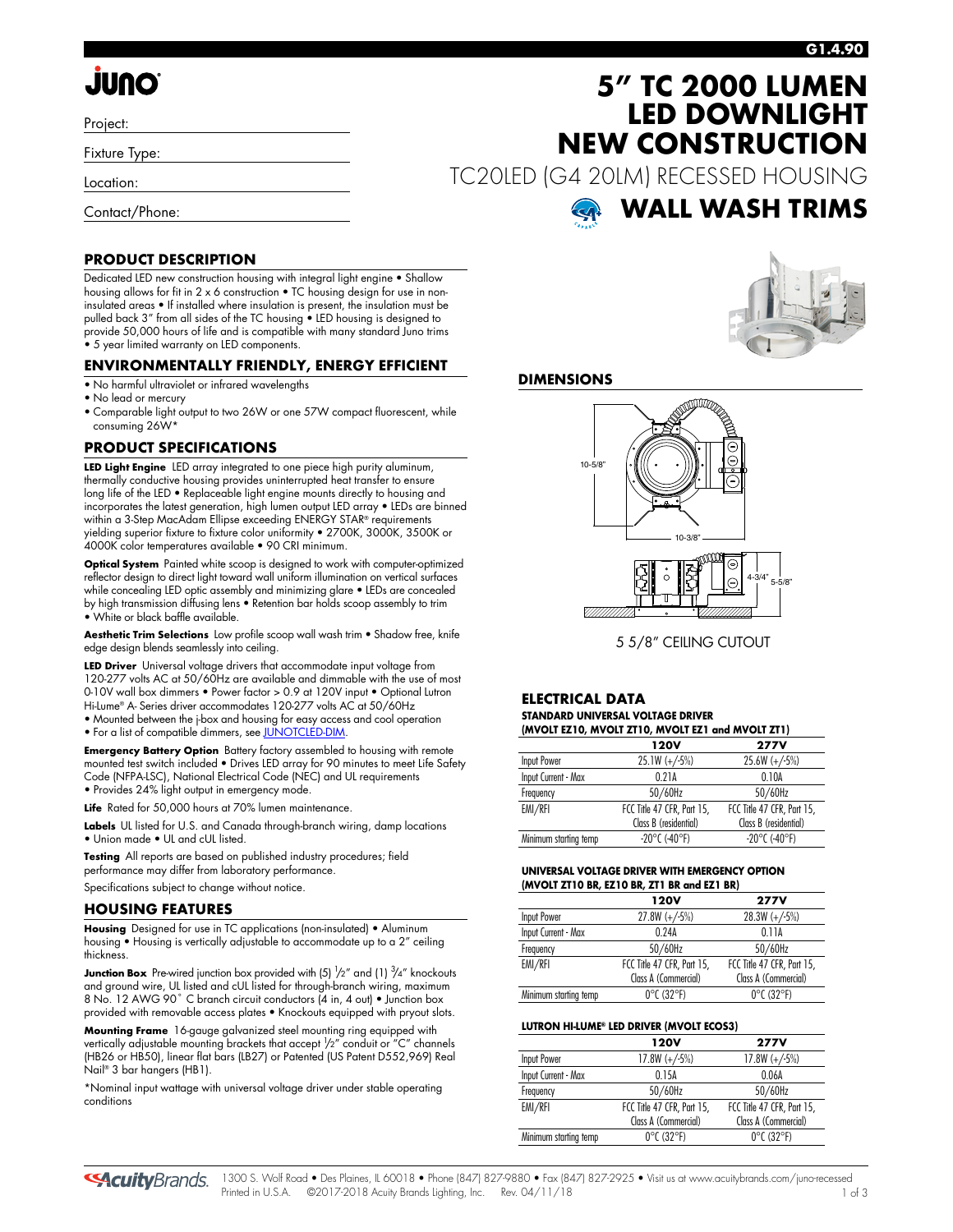# 5" TC 2000 LUMEN LED DOWNLIGHT NEW CONSTRUCTION

TC20LED (G4 20LM) RECESSED HOUSING

## WALL WASH TRIMS

Project:

Fixture Type:

Location:

Contact/Phone:

## PRODUCT DESCRIPTION

Dedicated LED new construction housing with integral light engine • Shallow housing allows for fit in 2 x 6 construction • TC housing design for use in non-insulated areas • If installed where insulation is present, the insulation must be pulled back 3" from all sides of the TC housing • LED housing is designed to provide 50,000 hours of life and is compatible with many standard Juno trims • 5 year limited warranty on LED components.

## ENVIRONMENTALLY FRIENDLY, ENERGY EFFICIENT

- No harmful ultraviolet or infrared wavelengths
- No lead or mercury
- Comparable light output to two 26W or one 57W compact fluorescent, while consuming 26W*

## PRODUCT SPECIFICATIONS

**LED Light Engine** LED array integrated to one piece high purity aluminum, thermally conductive housing provides uninterrupted heat transfer to ensure long life of the LED • Replaceable light engine mounts directly to housing and incorporates the latest generation, high lumen output LED array • LEDs are binned within a 3-Step MacAdam Ellipse exceeding ENERGY STAR® requirements yielding superior fixture to fixture color uniformity • 2700K, 3000K, 3500K or 4000K color temperatures available • 90 CRI minimum.

**Optical System** Painted white scoop is designed to work with computer-optimized reflector design to direct light toward wall uniform illumination on vertical surfaces while concealing LED optic assembly and minimizing glare • LEDs are concealed by high transmission diffusing lens • Retention bar holds scoop assembly to trim • White or black baffle available.

**Aesthetic Trim Selections** Low profile scoop wall wash trim • Shadow free, knife edge design blends seamlessly into ceiling.

**LED Driver** Universal voltage drivers that accommodate input voltage from 120-277 volts AC at 50/60Hz are available and dimmable with the use of most 0-10V wall box dimmers • Power factor > 0.9 at 120V input • Optional Lutron Hi-Lume® A- Series driver accommodates 120-277 volts AC at 50/60Hz
- Mounted between the j-box and housing for easy access and cool operation
- For a list of compatible dimmers, see JUNOTCLED-DIM.

**Emergency Battery Option** Battery factory assembled to housing with remote mounted test switch included • Drives LED array for 90 minutes to meet Life Safety Code (NFPA-LSC), National Electrical Code (NEC) and UL requirements
- Provides 24% light output in emergency mode.

**Life** Rated for 50,000 hours at 70% lumen maintenance.

**Labels** UL listed for U.S. and Canada through-branch wiring, damp locations
- Union made • UL and cUL listed.

**Testing** All reports are based on published industry procedures; field performance may differ from laboratory performance.

Specifications subject to change without notice.

## HOUSING FEATURES

**Housing** Designed for use in TC applications (non-insulated) • Aluminum housing • Housing is vertically adjustable to accommodate up to a 2" ceiling thickness.

**Junction Box** Pre-wired junction box provided with (5) 1/2" and (1) 3/4" knockouts and ground wire, UL listed and cUL listed for through-branch wiring, maximum 8 No. 12 AWG 90° C branch circuit conductors (4 in, 4 out) • Junction box provided with removable access plates • Knockouts equipped with pryout slots.

**Mounting Frame** 16-gauge galvanized steel mounting ring equipped with vertically adjustable mounting brackets that accept 1/2" conduit or "C" channels (HB26 or HB50), linear flat bars (LB27) or Patented (US Patent D552,969) Real Nail® 3 bar hangers (HB1).

*Nominal input wattage with universal voltage driver under stable operating conditions

## DIMENSIONS

10-5/8"

10-3/8"

4-3/4" 5-5/8"

5 5/8" CEILING CUTOUT

## ELECTRICAL DATA

**STANDARD UNIVERSAL VOLTAGE DRIVER (MVOLT EZ10, MVOLT ZT10, MVOLT EZ1 and MVOLT ZT1)**

| | 120V | 277V |
|---|---|---|
| Input Power | 25.1W (+/-5%) | 25.6W (+/-5%) |
| Input Current - Max | 0.21A | 0.10A |
| Frequency | 50/60Hz | 50/60Hz |
| EMI/RFI | FCC Title 47 CFR, Part 15, Class B (residential) | FCC Title 47 CFR, Part 15, Class B (residential) |
| Minimum starting temp | -20°C (-40°F) | -20°C (-40°F) |

**UNIVERSAL VOLTAGE DRIVER WITH EMERGENCY OPTION (MVOLT ZT10 BR, EZ10 BR, ZT1 BR and EZ1 BR)**

| | 120V | 277V |
|---|---|---|
| Input Power | 27.8W (+/-5%) | 28.3W (+/-5%) |
| Input Current - Max | 0.24A | 0.11A |
| Frequency | 50/60Hz | 50/60Hz |
| EMI/RFI | FCC Title 47 CFR, Part 15, Class A (Commercial) | FCC Title 47 CFR, Part 15, Class A (Commercial) |
| Minimum starting temp | 0°C (32°F) | 0°C (32°F) |

**LUTRON HI-LUME® LED DRIVER (MVOLT ECOS3)**

| | 120V | 277V |
|---|---|---|
| Input Power | 17.8W (+/-5%) | 17.8W (+/-5%) |
| Input Current - Max | 0.15A | 0.06A |
| Frequency | 50/60Hz | 50/60Hz |
| EMI/RFI | FCC Title 47 CFR, Part 15, Class A (Commercial) | FCC Title 47 CFR, Part 15, Class A (Commercial) |
| Minimum starting temp | 0°C (32°F) | 0°C (32°F) |

1300 S. Wolf Road • Des Plaines, IL 60018 • Phone (847) 827-9880 • Fax (847) 827-2925 • Visit us at www.acuitybrands.com/juno-recessed
Printed in U.S.A. ©2017-2018 Acuity Brands Lighting, Inc. Rev. 04/11/18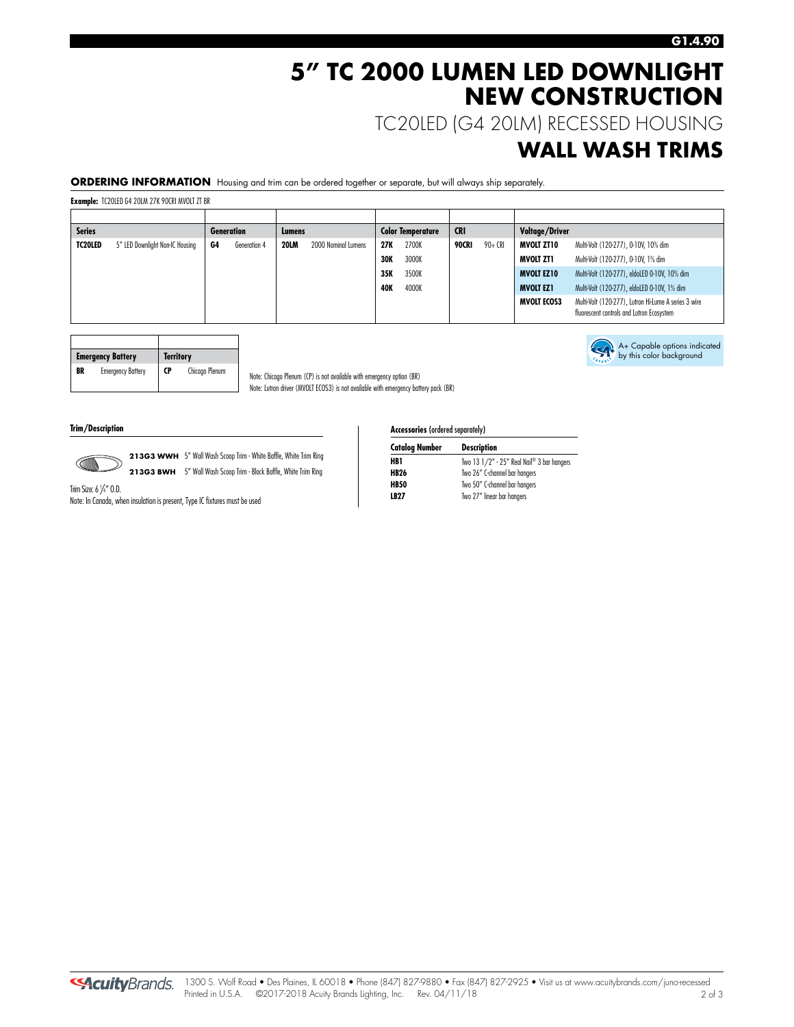# 5" TC 2000 LUMEN LED DOWNLIGHT NEW CONSTRUCTION

## TC20LED (G4 20LM) RECESSED HOUSING

## WALL WASH TRIMS

**ORDERING INFORMATION** Housing and trim can be ordered together or separate, but will always ship separately.

**Example:** TC20LED G4 20LM 27K 90CRI MVOLT ZT BR

| Series | | Generation | | Lumens | | Color Temperature | | CRI | | Voltage/Driver | |
|---|---|---|---|---|---|---|---|---|---|---|---|
| **TC20LED** | 5" LED Downlight Non-IC Housing | **G4** | Generation 4 | **20LM** | 2000 Nominal Lumens | **27K** | 2700K | **90CRI** | 90+ CRI | **MVOLT ZT10** | Multi-Volt (120-277), 0-10V, 10% dim |
| | | | | | | **30K** | 3000K | | | **MVOLT ZT1** | Multi-Volt (120-277), 0-10V, 1% dim |
| | | | | | | **35K** | 3500K | | | **MVOLT EZ10** | Multi-Volt (120-277), eldoLED 0-10V, 10% dim |
| | | | | | | **40K** | 4000K | | | **MVOLT EZ1** | Multi-Volt (120-277), eldoLED 0-10V, 1% dim |
| | | | | | | | | | | **MVOLT ECOS3** | Multi-Volt (120-277), Lutron Hi-Lume A series 3 wire fluorescent controls and Lutron Ecosystem |

| Emergency Battery | | Territory | |
|---|---|---|---|
| **BR** | Emergency Battery | **CP** | Chicago Plenum |

Note: Chicago Plenum (CP) is not available with emergency option (BR)
Note: Lutron driver (MVOLT ECOS3) is not available with emergency battery pack (BR)

A+ Capable options indicated by this color background

**Trim/Description**

**213G3 WWH** 5" Wall Wash Scoop Trim - White Baffle, White Trim Ring
**213G3 BWH** 5" Wall Wash Scoop Trim - Black Baffle, White Trim Ring

Trim Size: 6 1/4" O.D.
Note: In Canada, when insulation is present, Type IC fixtures must be used

**Accessories** (ordered separately)

| Catalog Number | Description |
|---|---|
| **HB1** | Two 13 1/2" - 25" Real Nail® 3 bar hangers |
| **HB26** | Two 26" C-channel bar hangers |
| **HB50** | Two 50" C-channel bar hangers |
| **LB27** | Two 27" linear bar hangers |

1300 S. Wolf Road • Des Plaines, IL 60018 • Phone (847) 827-9880 • Fax (847) 827-2925 • Visit us at www.acuitybrands.com/juno-recessed
Printed in U.S.A. ©2017-2018 Acuity Brands Lighting, Inc. Rev. 04/11/18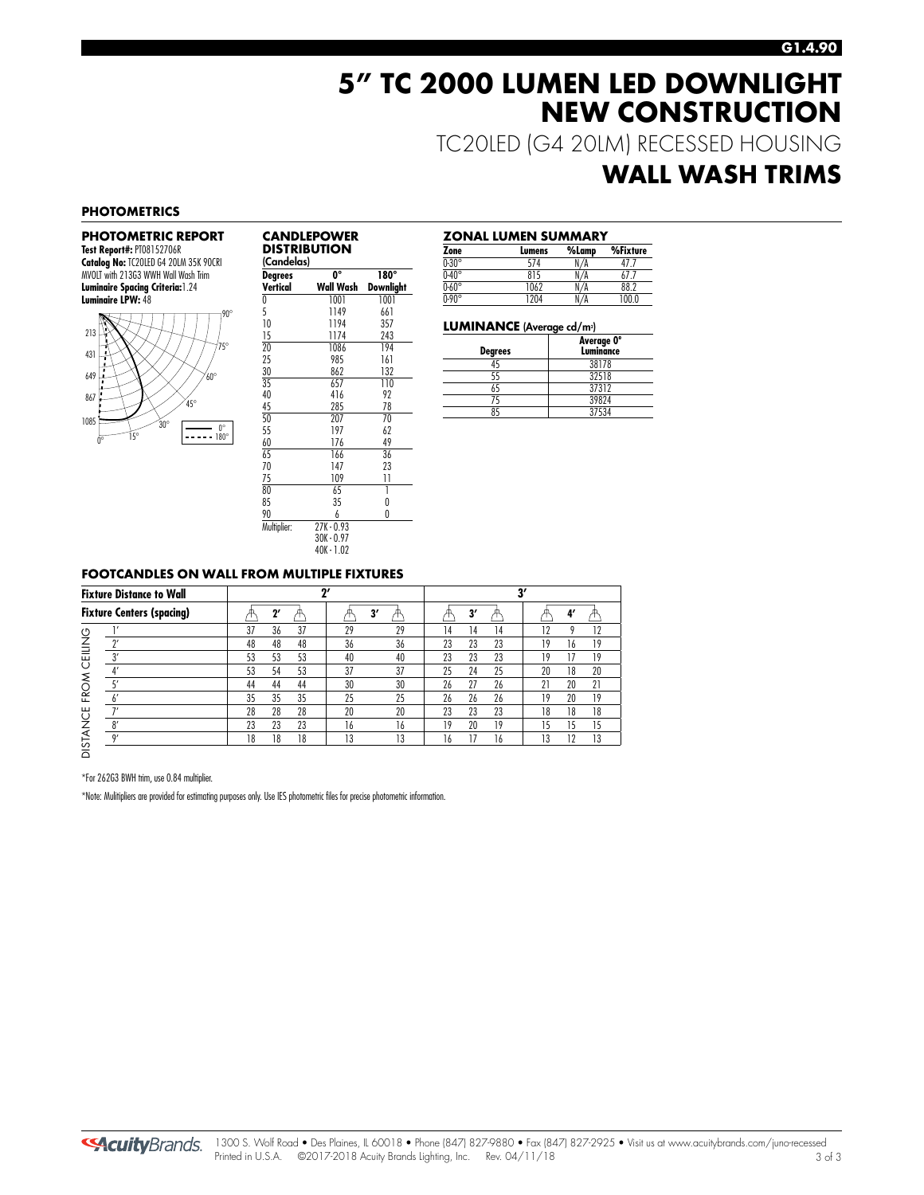# 5" TC 2000 LUMEN LED DOWNLIGHT NEW CONSTRUCTION

TC20LED (G4 20LM) RECESSED HOUSING

## WALL WASH TRIMS

### PHOTOMETRICS

#### PHOTOMETRIC REPORT

**Test Report#:** PT08152706R
**Catalog No:** TC20LED G4 20LM 35K 90CRI MVOLT with 213G3 WWH Wall Wash Trim
**Luminaire Spacing Criteria:** 1.24
**Luminaire LPW:** 48

213
431
649
867
1085
0°
15°
30°
45°
60°
75°
90°
0°
180°

#### CANDLEPOWER DISTRIBUTION (Candelas)

| Degrees Vertical | 0° Wall Wash | 180° Downlight |
|---|---|---|
| 0 | 1001 | 1001 |
| 5 | 1149 | 661 |
| 10 | 1194 | 357 |
| 15 | 1174 | 243 |
| 20 | 1086 | 194 |
| 25 | 985 | 161 |
| 30 | 862 | 132 |
| 35 | 657 | 110 |
| 40 | 416 | 92 |
| 45 | 285 | 78 |
| 50 | 207 | 70 |
| 55 | 197 | 62 |
| 60 | 176 | 49 |
| 65 | 166 | 36 |
| 70 | 147 | 23 |
| 75 | 109 | 11 |
| 80 | 65 | 1 |
| 85 | 35 | 0 |
| 90 | 6 | 0 |

Multiplier: 27K - 0.93, 30K - 0.97, 40K - 1.02

#### ZONAL LUMEN SUMMARY

| Zone | Lumens | %Lamp | %Fixture |
|---|---|---|---|
| 0-30° | 574 | N/A | 47.7 |
| 0-40° | 815 | N/A | 67.7 |
| 0-60° | 1062 | N/A | 88.2 |
| 0-90° | 1204 | N/A | 100.0 |

#### LUMINANCE (Average cd/m²)

| Degrees | Average 0° Luminance |
|---|---|
| 45 | 38178 |
| 55 | 32518 |
| 65 | 37312 |
| 75 | 39824 |
| 85 | 37534 |

#### FOOTCANDLES ON WALL FROM MULTIPLE FIXTURES

| Fixture Distance to Wall | 2' | | | | | 3' | | | | | |
|---|---|---|---|---|---|---|---|---|---|---|---|
| Fixture Centers (spacing) | 2' | | | 3' | | 3' | | | 4' | | |
| DISTANCE FROM CEILING | | | | | | | | | | | |
| 1' | 37 | 36 | 37 | 29 | 29 | 14 | 14 | 14 | 12 | 9 | 12 |
| 2' | 48 | 48 | 48 | 36 | 36 | 23 | 23 | 23 | 19 | 16 | 19 |
| 3' | 53 | 53 | 53 | 40 | 40 | 23 | 23 | 23 | 19 | 17 | 19 |
| 4' | 53 | 54 | 53 | 37 | 37 | 25 | 24 | 25 | 20 | 18 | 20 |
| 5' | 44 | 44 | 44 | 30 | 30 | 26 | 27 | 26 | 21 | 20 | 21 |
| 6' | 35 | 35 | 35 | 25 | 25 | 26 | 26 | 26 | 19 | 20 | 19 |
| 7' | 28 | 28 | 28 | 20 | 20 | 23 | 23 | 23 | 18 | 18 | 18 |
| 8' | 23 | 23 | 23 | 16 | 16 | 19 | 20 | 19 | 15 | 15 | 15 |
| 9' | 18 | 18 | 18 | 13 | 13 | 16 | 17 | 16 | 13 | 12 | 13 |

*For 262G3 BWH trim, use 0.84 multiplier.

*Note: Mulitipliers are provided for estimating purposes only. Use IES photometric files for precise photometric information.

AcuityBrands. 1300 S. Wolf Road • Des Plaines, IL 60018 • Phone (847) 827-9880 • Fax (847) 827-2925 • Visit us at www.acuitybrands.com/juno-recessed
Printed in U.S.A. ©2017-2018 Acuity Brands Lighting, Inc. Rev. 04/11/18